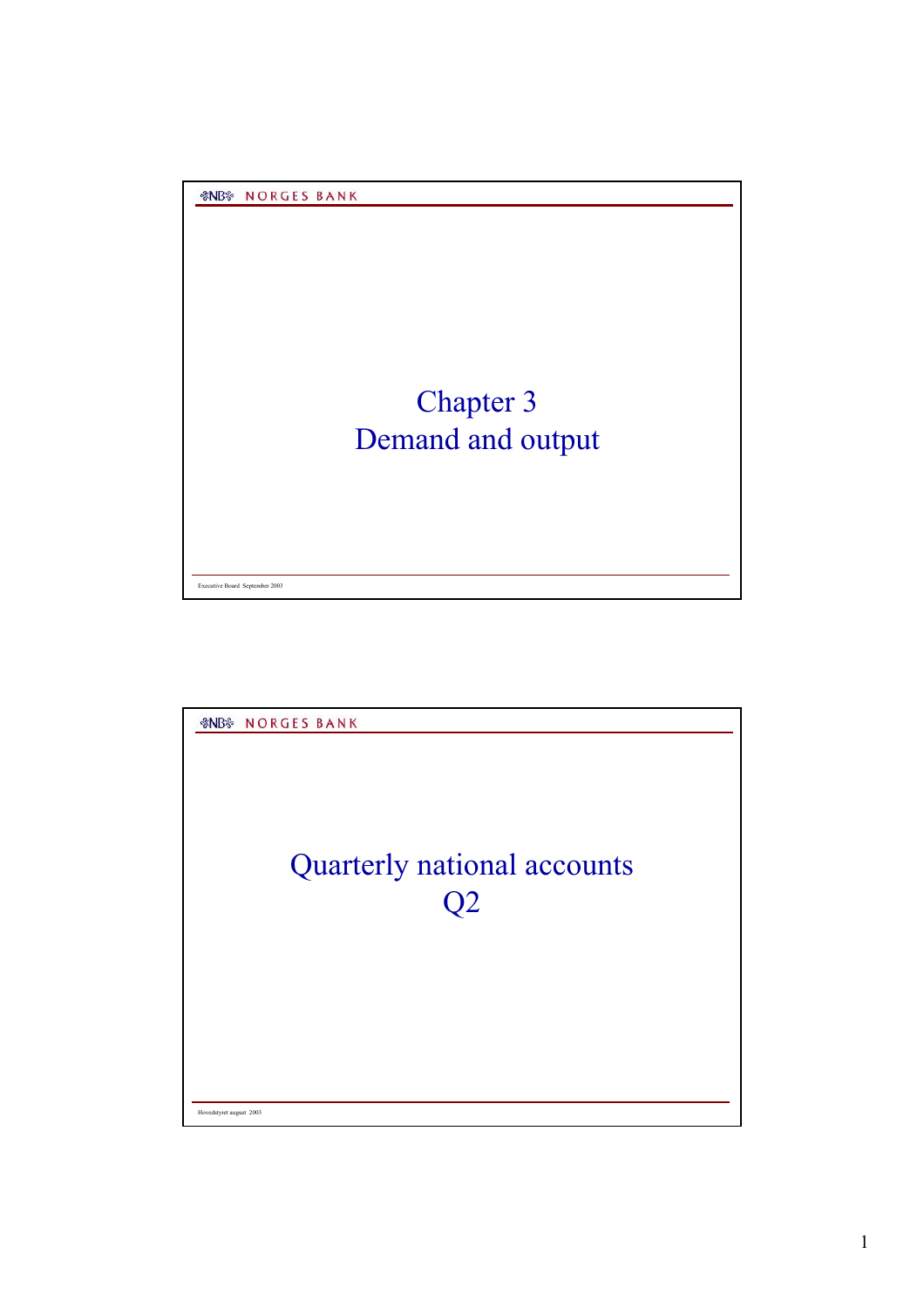# Chapter 3
# Demand and output

## Quarterly national accounts Q2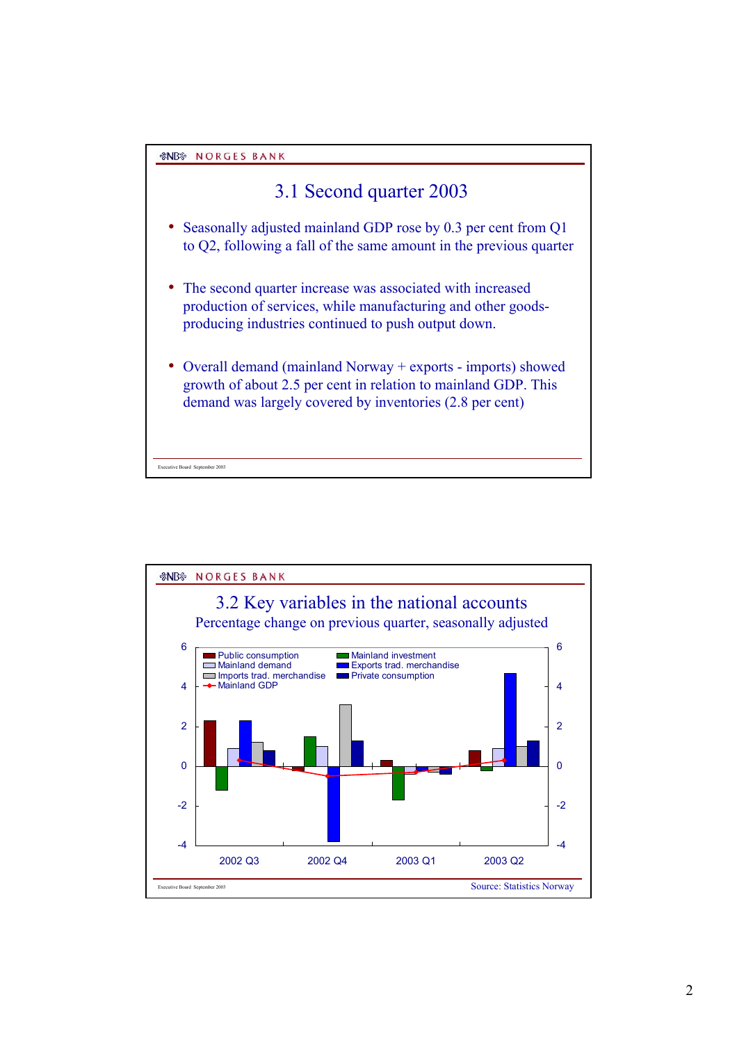## 3.1 Second quarter 2003

- Seasonally adjusted mainland GDP rose by 0.3 per cent from Q1 to Q2, following a fall of the same amount in the previous quarter
- The second quarter increase was associated with increased production of services, while manufacturing and other goods-producing industries continued to push output down.
- Overall demand (mainland Norway + exports - imports) showed growth of about 2.5 per cent in relation to mainland GDP. This demand was largely covered by inventories (2.8 per cent)

## 3.2 Key variables in the national accounts

Percentage change on previous quarter, seasonally adjusted

Legend: Public consumption; Mainland investment; Mainland demand; Exports trad. merchandise; Imports trad. merchandise; Private consumption; Mainland GDP

Quarters: 2002 Q3, 2002 Q4, 2003 Q1, 2003 Q2

Source: Statistics Norway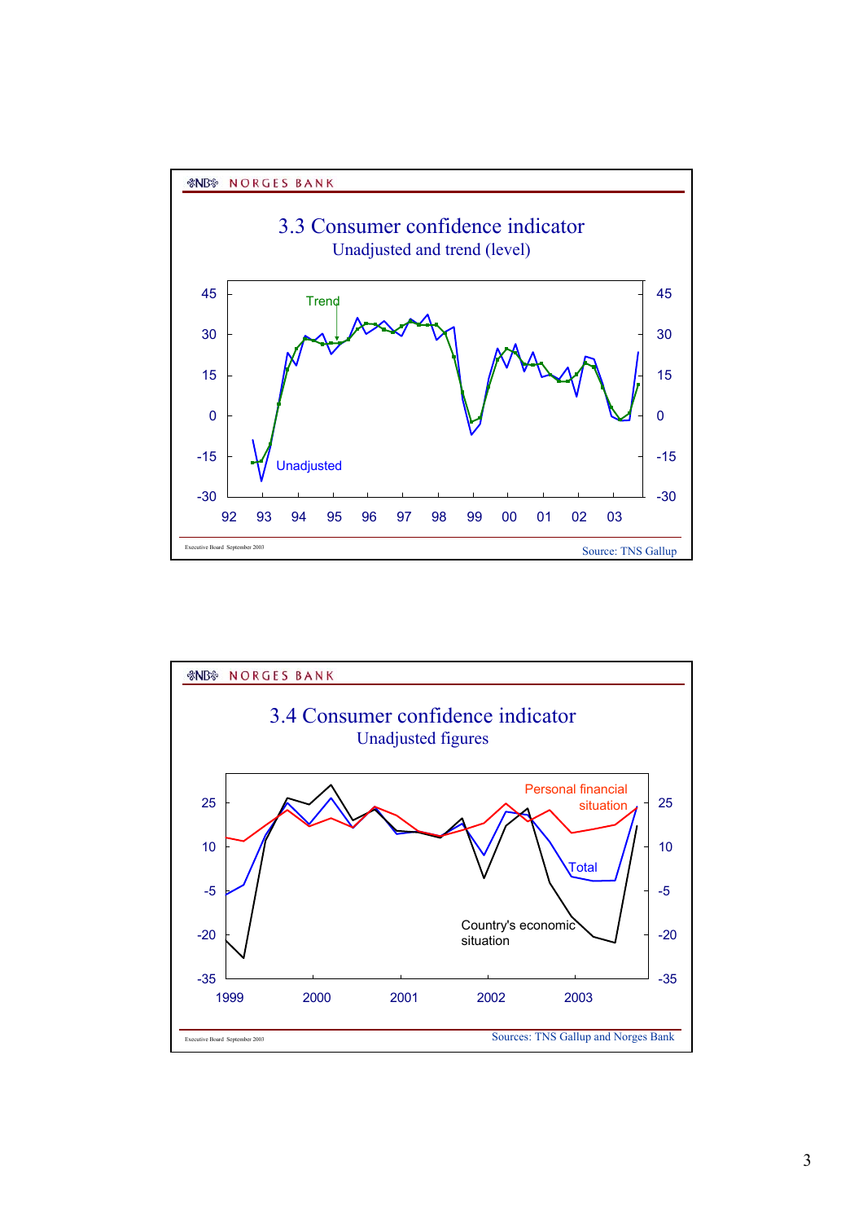NORGES BANK

# 3.3 Consumer confidence indicator

Unadjusted and trend (level)

Trend

Unadjusted

45, 30, 15, 0, -15, -30

92 93 94 95 96 97 98 99 00 01 02 03

Executive Board September 2003

Source: TNS Gallup

NORGES BANK

# 3.4 Consumer confidence indicator

Unadjusted figures

Personal financial situation

Total

Country's economic situation

25, 10, -5, -20, -35

1999 2000 2001 2002 2003

Executive Board September 2003

Sources: TNS Gallup and Norges Bank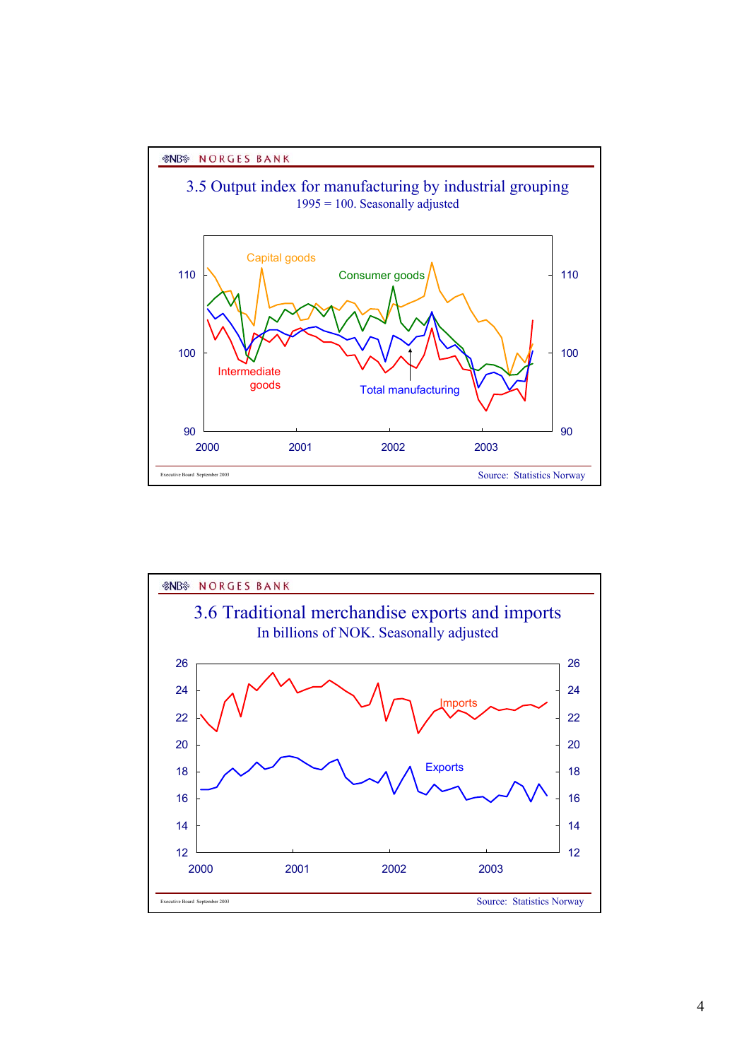NORGES BANK

## 3.5 Output index for manufacturing by industrial grouping

1995 = 100. Seasonally adjusted

Capital goods, Consumer goods, Intermediate goods, Total manufacturing

Source: Statistics Norway

Executive Board September 2003

NORGES BANK

## 3.6 Traditional merchandise exports and imports

In billions of NOK. Seasonally adjusted

Imports, Exports

Source: Statistics Norway

Executive Board September 2003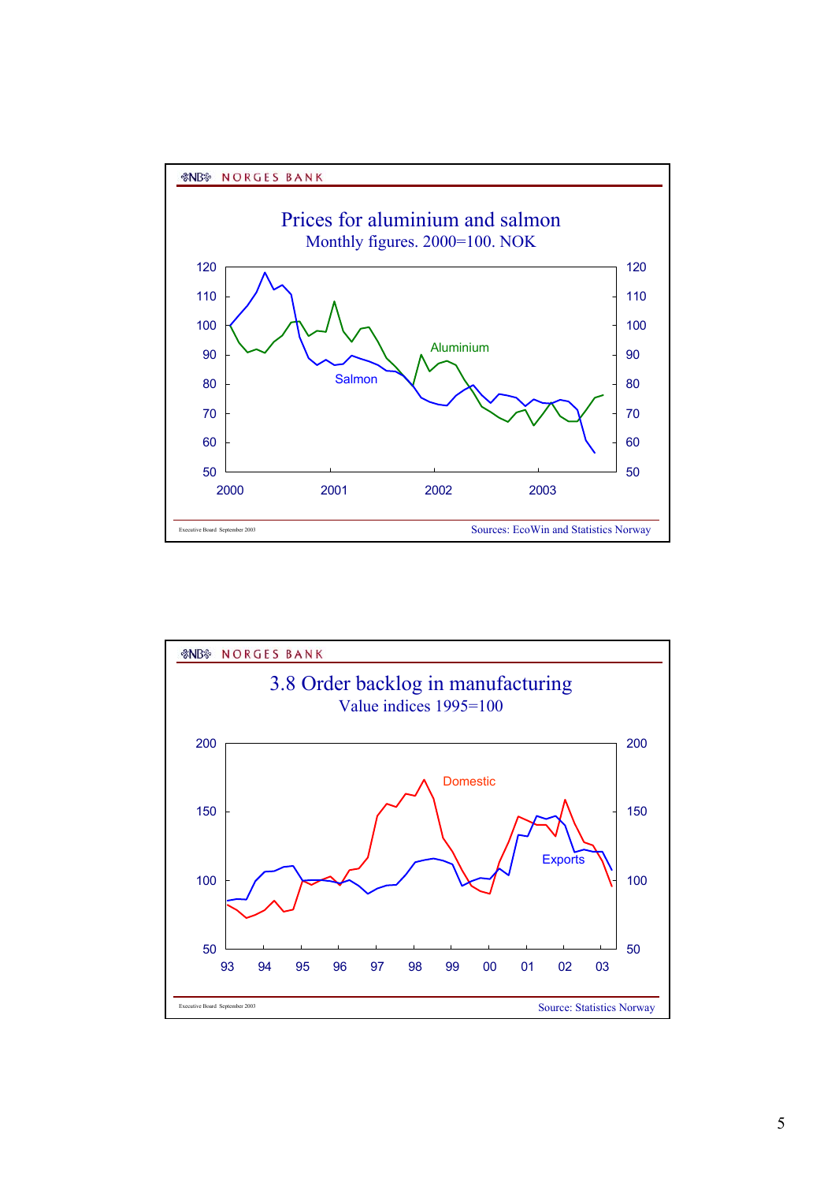NORGES BANK

## Prices for aluminium and salmon

Monthly figures. 2000=100. NOK

Sources: EcoWin and Statistics Norway

NORGES BANK

## 3.8 Order backlog in manufacturing

Value indices 1995=100

Source: Statistics Norway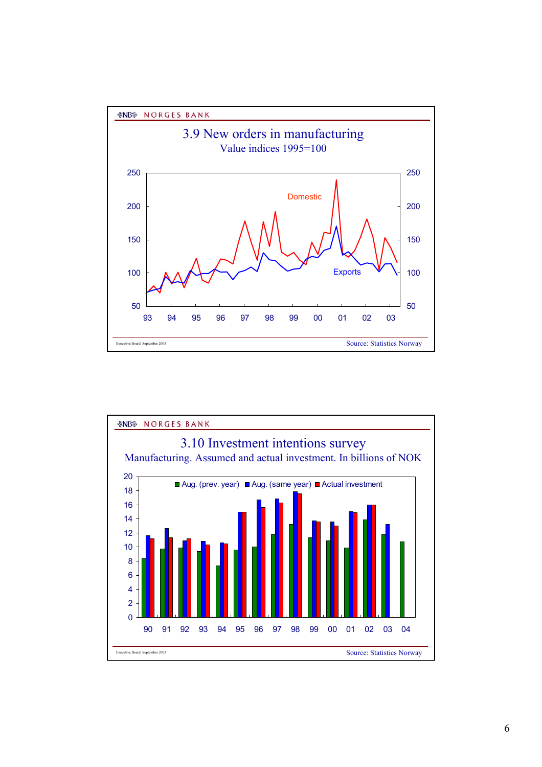NORGES BANK

## 3.9 New orders in manufacturing

Value indices 1995=100

Domestic

Exports

Executive Board September 2003

Source: Statistics Norway

NORGES BANK

## 3.10 Investment intentions survey

Manufacturing. Assumed and actual investment. In billions of NOK

Aug. (prev. year) Aug. (same year) Actual investment

Executive Board September 2003

Source: Statistics Norway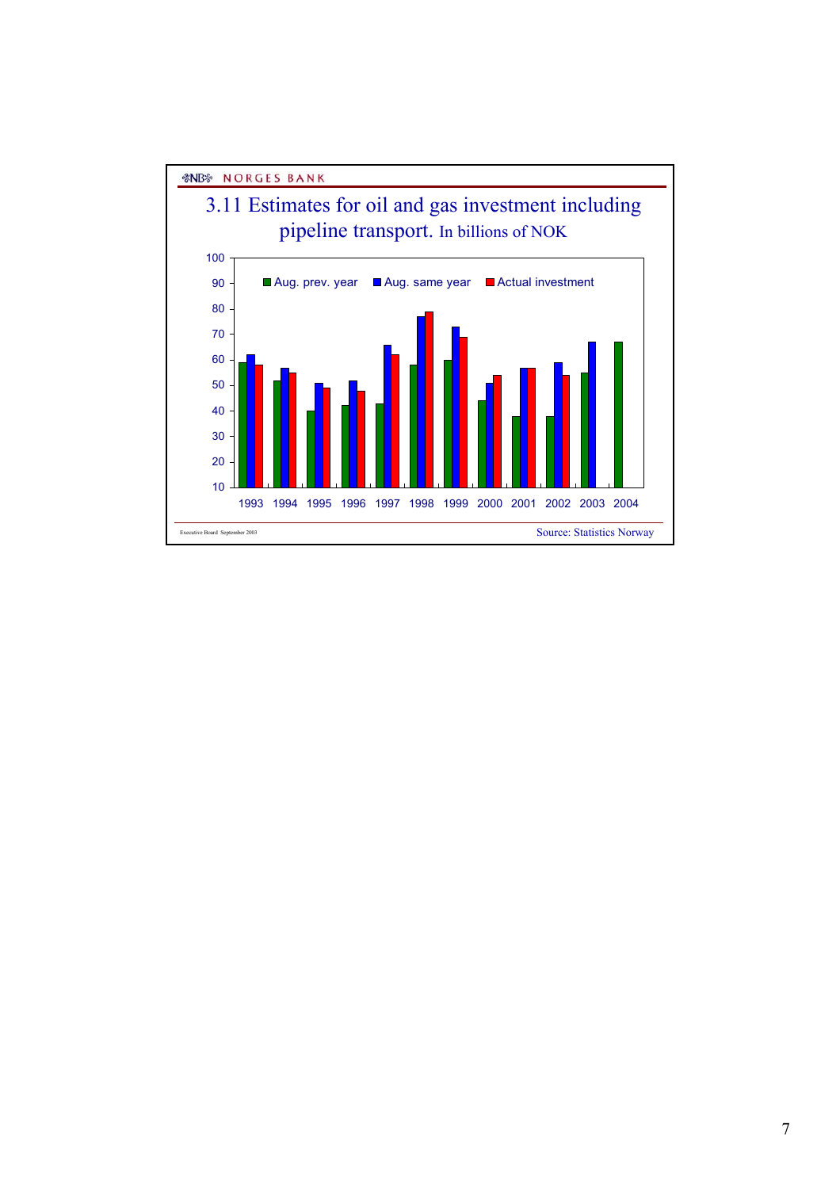NORGES BANK

# 3.11 Estimates for oil and gas investment including pipeline transport. In billions of NOK

100
90
80
70
60
50
40
30
20
10

Aug. prev. year
Aug. same year
Actual investment

1993 1994 1995 1996 1997 1998 1999 2000 2001 2002 2003 2004

Executive Board September 2003

Source: Statistics Norway